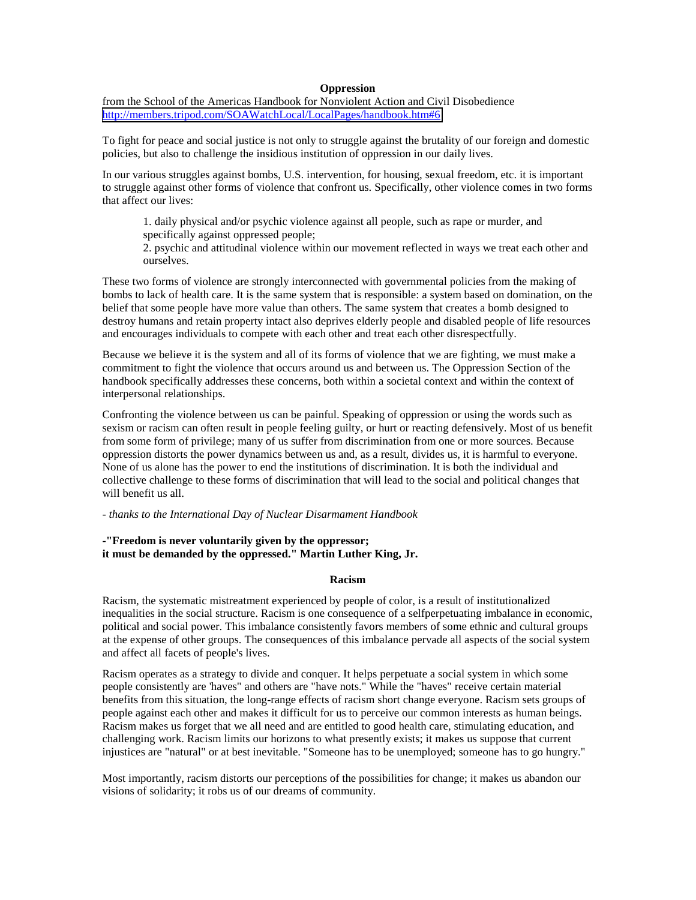## Oppression

from the School of the Americas Handbook for Nonviolent Action and Civil Disobedience
http://members.tripod.com/SOAWatchLocal/LocalPages/handbook.htm#6

To fight for peace and social justice is not only to struggle against the brutality of our foreign and domestic policies, but also to challenge the insidious institution of oppression in our daily lives.

In our various struggles against bombs, U.S. intervention, for housing, sexual freedom, etc. it is important to struggle against other forms of violence that confront us. Specifically, other violence comes in two forms that affect our lives:

1. daily physical and/or psychic violence against all people, such as rape or murder, and specifically against oppressed people;
2. psychic and attitudinal violence within our movement reflected in ways we treat each other and ourselves.

These two forms of violence are strongly interconnected with governmental policies from the making of bombs to lack of health care. It is the same system that is responsible: a system based on domination, on the belief that some people have more value than others. The same system that creates a bomb designed to destroy humans and retain property intact also deprives elderly people and disabled people of life resources and encourages individuals to compete with each other and treat each other disrespectfully.

Because we believe it is the system and all of its forms of violence that we are fighting, we must make a commitment to fight the violence that occurs around us and between us. The Oppression Section of the handbook specifically addresses these concerns, both within a societal context and within the context of interpersonal relationships.

Confronting the violence between us can be painful. Speaking of oppression or using the words such as sexism or racism can often result in people feeling guilty, or hurt or reacting defensively. Most of us benefit from some form of privilege; many of us suffer from discrimination from one or more sources. Because oppression distorts the power dynamics between us and, as a result, divides us, it is harmful to everyone. None of us alone has the power to end the institutions of discrimination. It is both the individual and collective challenge to these forms of discrimination that will lead to the social and political changes that will benefit us all.

*- thanks to the International Day of Nuclear Disarmament Handbook*

**-"Freedom is never voluntarily given by the oppressor;
it must be demanded by the oppressed." Martin Luther King, Jr.**

## Racism

Racism, the systematic mistreatment experienced by people of color, is a result of institutionalized inequalities in the social structure. Racism is one consequence of a selfperpetuating imbalance in economic, political and social power. This imbalance consistently favors members of some ethnic and cultural groups at the expense of other groups. The consequences of this imbalance pervade all aspects of the social system and affect all facets of people's lives.

Racism operates as a strategy to divide and conquer. It helps perpetuate a social system in which some people consistently are 'haves" and others are "have nots." While the "haves" receive certain material benefits from this situation, the long-range effects of racism short change everyone. Racism sets groups of people against each other and makes it difficult for us to perceive our common interests as human beings. Racism makes us forget that we all need and are entitled to good health care, stimulating education, and challenging work. Racism limits our horizons to what presently exists; it makes us suppose that current injustices are "natural" or at best inevitable. "Someone has to be unemployed; someone has to go hungry."

Most importantly, racism distorts our perceptions of the possibilities for change; it makes us abandon our visions of solidarity; it robs us of our dreams of community.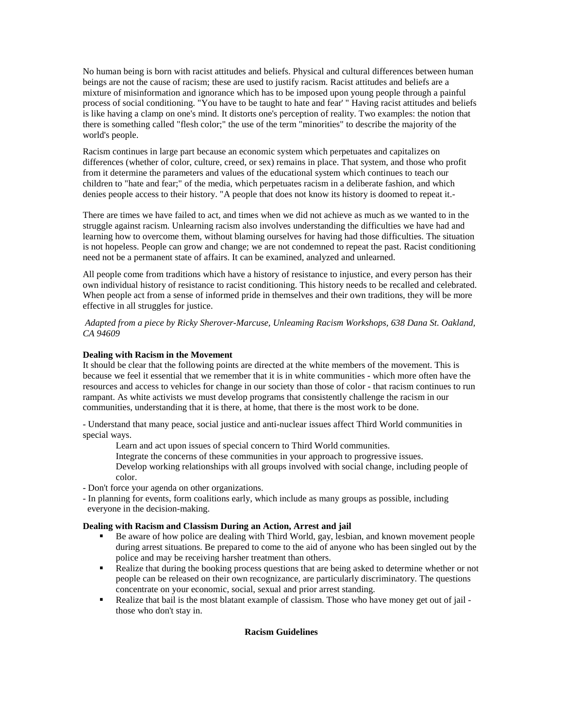No human being is born with racist attitudes and beliefs. Physical and cultural differences between human beings are not the cause of racism; these are used to justify racism. Racist attitudes and beliefs are a mixture of misinformation and ignorance which has to be imposed upon young people through a painful process of social conditioning. "You have to be taught to hate and fear' " Having racist attitudes and beliefs is like having a clamp on one's mind. It distorts one's perception of reality. Two examples: the notion that there is something called "flesh color;" the use of the term "minorities" to describe the majority of the world's people.

Racism continues in large part because an economic system which perpetuates and capitalizes on differences (whether of color, culture, creed, or sex) remains in place. That system, and those who profit from it determine the parameters and values of the educational system which continues to teach our children to "hate and fear;" of the media, which perpetuates racism in a deliberate fashion, and which denies people access to their history. "A people that does not know its history is doomed to repeat it.-

There are times we have failed to act, and times when we did not achieve as much as we wanted to in the struggle against racism. Unlearning racism also involves understanding the difficulties we have had and learning how to overcome them, without blaming ourselves for having had those difficulties. The situation is not hopeless. People can grow and change; we are not condemned to repeat the past. Racist conditioning need not be a permanent state of affairs. It can be examined, analyzed and unlearned.

All people come from traditions which have a history of resistance to injustice, and every person has their own individual history of resistance to racist conditioning. This history needs to be recalled and celebrated. When people act from a sense of informed pride in themselves and their own traditions, they will be more effective in all struggles for justice.

*Adapted from a piece by Ricky Sherover-Marcuse, Unleaming Racism Workshops, 638 Dana St. Oakland, CA 94609*

**Dealing with Racism in the Movement**

It should be clear that the following points are directed at the white members of the movement. This is because we feel it essential that we remember that it is in white communities - which more often have the resources and access to vehicles for change in our society than those of color - that racism continues to run rampant. As white activists we must develop programs that consistently challenge the racism in our communities, understanding that it is there, at home, that there is the most work to be done.

- Understand that many peace, social justice and anti-nuclear issues affect Third World communities in special ways.
    - Learn and act upon issues of special concern to Third World communities.
    - Integrate the concerns of these communities in your approach to progressive issues.
    - Develop working relationships with all groups involved with social change, including people of color.
- Don't force your agenda on other organizations.
- In planning for events, form coalitions early, which include as many groups as possible, including everyone in the decision-making.

**Dealing with Racism and Classism During an Action, Arrest and jail**

- Be aware of how police are dealing with Third World, gay, lesbian, and known movement people during arrest situations. Be prepared to come to the aid of anyone who has been singled out by the police and may be receiving harsher treatment than others.
- Realize that during the booking process questions that are being asked to determine whether or not people can be released on their own recognizance, are particularly discriminatory. The questions concentrate on your economic, social, sexual and prior arrest standing.
- Realize that bail is the most blatant example of classism. Those who have money get out of jail - those who don't stay in.

**Racism Guidelines**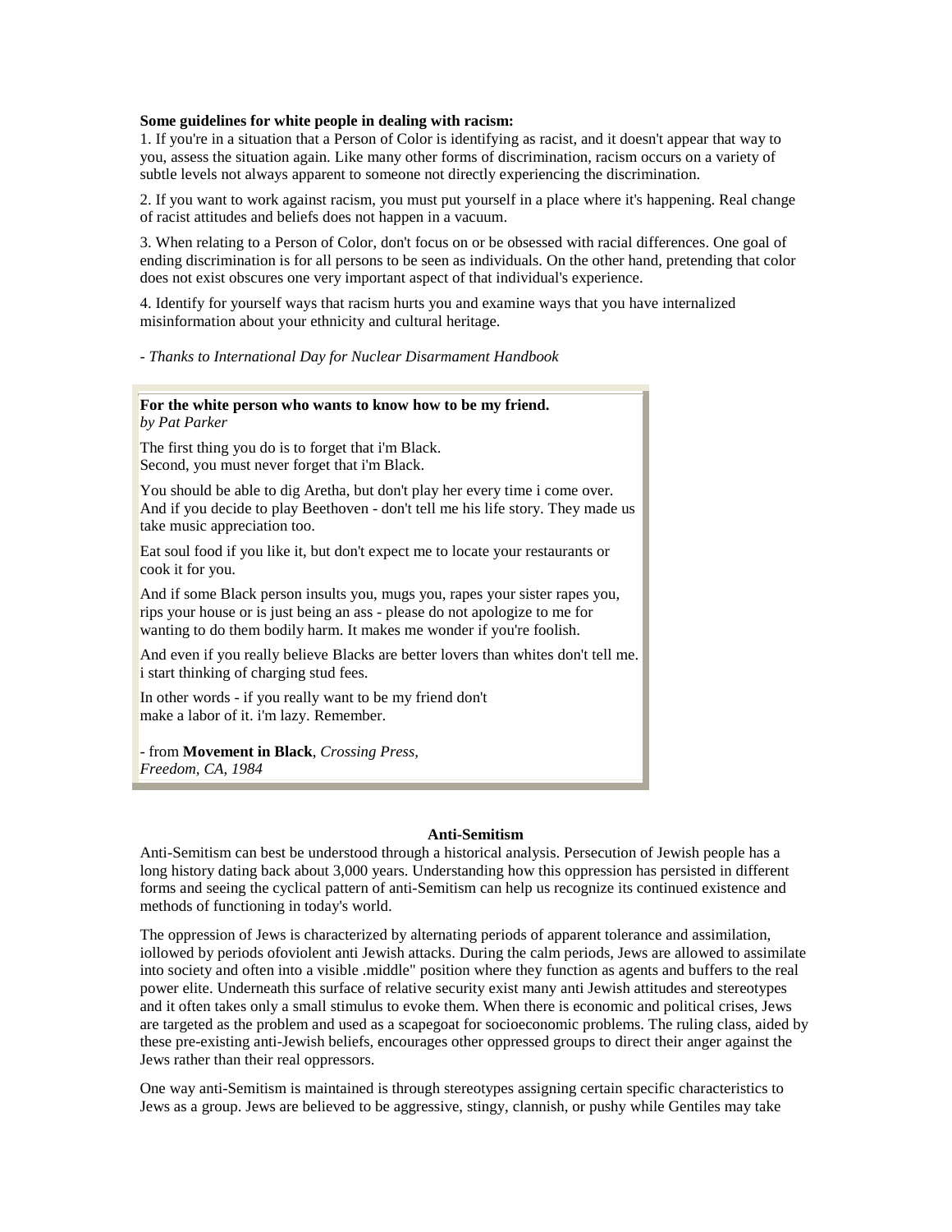**Some guidelines for white people in dealing with racism:**

1. If you're in a situation that a Person of Color is identifying as racist, and it doesn't appear that way to you, assess the situation again. Like many other forms of discrimination, racism occurs on a variety of subtle levels not always apparent to someone not directly experiencing the discrimination.

2. If you want to work against racism, you must put yourself in a place where it's happening. Real change of racist attitudes and beliefs does not happen in a vacuum.

3. When relating to a Person of Color, don't focus on or be obsessed with racial differences. One goal of ending discrimination is for all persons to be seen as individuals. On the other hand, pretending that color does not exist obscures one very important aspect of that individual's experience.

4. Identify for yourself ways that racism hurts you and examine ways that you have internalized misinformation about your ethnicity and cultural heritage.

- *Thanks to International Day for Nuclear Disarmament Handbook*

**For the white person who wants to know how to be my friend.**
*by Pat Parker*

The first thing you do is to forget that i'm Black.
Second, you must never forget that i'm Black.

You should be able to dig Aretha, but don't play her every time i come over.
And if you decide to play Beethoven - don't tell me his life story. They made us take music appreciation too.

Eat soul food if you like it, but don't expect me to locate your restaurants or cook it for you.

And if some Black person insults you, mugs you, rapes your sister rapes you, rips your house or is just being an ass - please do not apologize to me for wanting to do them bodily harm. It makes me wonder if you're foolish.

And even if you really believe Blacks are better lovers than whites don't tell me. i start thinking of charging stud fees.

In other words - if you really want to be my friend don't
make a labor of it. i'm lazy. Remember.

- from **Movement in Black**, *Crossing Press, Freedom, CA, 1984*

## Anti-Semitism

Anti-Semitism can best be understood through a historical analysis. Persecution of Jewish people has a long history dating back about 3,000 years. Understanding how this oppression has persisted in different forms and seeing the cyclical pattern of anti-Semitism can help us recognize its continued existence and methods of functioning in today's world.

The oppression of Jews is characterized by alternating periods of apparent tolerance and assimilation, iollowed by periods ofoviolent anti Jewish attacks. During the calm periods, Jews are allowed to assimilate into society and often into a visible .middle" position where they function as agents and buffers to the real power elite. Underneath this surface of relative security exist many anti Jewish attitudes and stereotypes and it often takes only a small stimulus to evoke them. When there is economic and political crises, Jews are targeted as the problem and used as a scapegoat for socioeconomic problems. The ruling class, aided by these pre-existing anti-Jewish beliefs, encourages other oppressed groups to direct their anger against the Jews rather than their real oppressors.

One way anti-Semitism is maintained is through stereotypes assigning certain specific characteristics to Jews as a group. Jews are believed to be aggressive, stingy, clannish, or pushy while Gentiles may take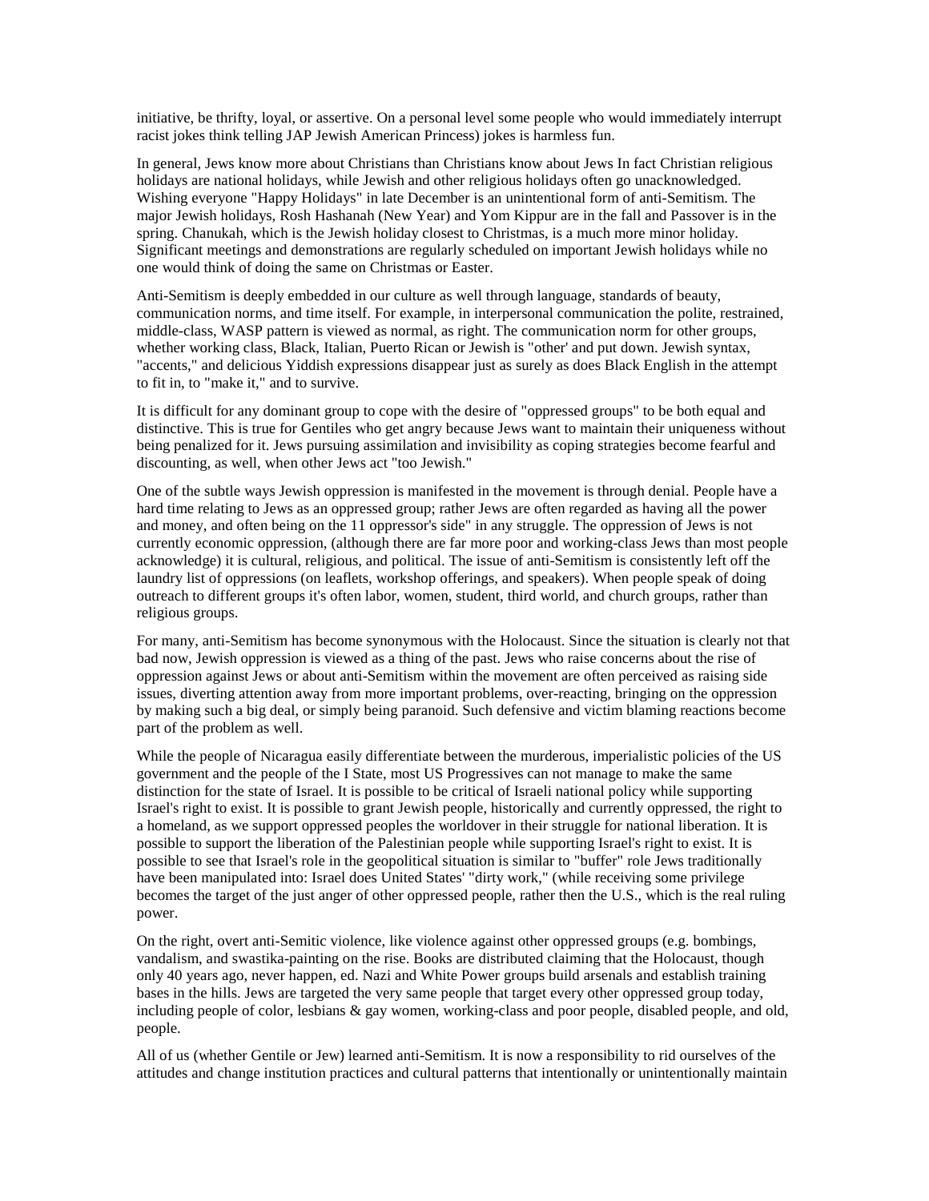initiative, be thrifty, loyal, or assertive. On a personal level some people who would immediately interrupt racist jokes think telling JAP Jewish American Princess) jokes is harmless fun.

In general, Jews know more about Christians than Christians know about Jews In fact Christian religious holidays are national holidays, while Jewish and other religious holidays often go unacknowledged. Wishing everyone "Happy Holidays" in late December is an unintentional form of anti-Semitism. The major Jewish holidays, Rosh Hashanah (New Year) and Yom Kippur are in the fall and Passover is in the spring. Chanukah, which is the Jewish holiday closest to Christmas, is a much more minor holiday. Significant meetings and demonstrations are regularly scheduled on important Jewish holidays while no one would think of doing the same on Christmas or Easter.

Anti-Semitism is deeply embedded in our culture as well through language, standards of beauty, communication norms, and time itself. For example, in interpersonal communication the polite, restrained, middle-class, WASP pattern is viewed as normal, as right. The communication norm for other groups, whether working class, Black, Italian, Puerto Rican or Jewish is "other' and put down. Jewish syntax, "accents," and delicious Yiddish expressions disappear just as surely as does Black English in the attempt to fit in, to "make it," and to survive.

It is difficult for any dominant group to cope with the desire of "oppressed groups" to be both equal and distinctive. This is true for Gentiles who get angry because Jews want to maintain their uniqueness without being penalized for it. Jews pursuing assimilation and invisibility as coping strategies become fearful and discounting, as well, when other Jews act "too Jewish."

One of the subtle ways Jewish oppression is manifested in the movement is through denial. People have a hard time relating to Jews as an oppressed group; rather Jews are often regarded as having all the power and money, and often being on the 11 oppressor's side" in any struggle. The oppression of Jews is not currently economic oppression, (although there are far more poor and working-class Jews than most people acknowledge) it is cultural, religious, and political. The issue of anti-Semitism is consistently left off the laundry list of oppressions (on leaflets, workshop offerings, and speakers). When people speak of doing outreach to different groups it's often labor, women, student, third world, and church groups, rather than religious groups.

For many, anti-Semitism has become synonymous with the Holocaust. Since the situation is clearly not that bad now, Jewish oppression is viewed as a thing of the past. Jews who raise concerns about the rise of oppression against Jews or about anti-Semitism within the movement are often perceived as raising side issues, diverting attention away from more important problems, over-reacting, bringing on the oppression by making such a big deal, or simply being paranoid. Such defensive and victim blaming reactions become part of the problem as well.

While the people of Nicaragua easily differentiate between the murderous, imperialistic policies of the US government and the people of the I State, most US Progressives can not manage to make the same distinction for the state of Israel. It is possible to be critical of Israeli national policy while supporting Israel's right to exist. It is possible to grant Jewish people, historically and currently oppressed, the right to a homeland, as we support oppressed peoples the worldover in their struggle for national liberation. It is possible to support the liberation of the Palestinian people while supporting Israel's right to exist. It is possible to see that Israel's role in the geopolitical situation is similar to "buffer" role Jews traditionally have been manipulated into: Israel does United States' "dirty work," (while receiving some privilege becomes the target of the just anger of other oppressed people, rather then the U.S., which is the real ruling power.

On the right, overt anti-Semitic violence, like violence against other oppressed groups (e.g. bombings, vandalism, and swastika-painting on the rise. Books are distributed claiming that the Holocaust, though only 40 years ago, never happen, ed. Nazi and White Power groups build arsenals and establish training bases in the hills. Jews are targeted the very same people that target every other oppressed group today, including people of color, lesbians & gay women, working-class and poor people, disabled people, and old, people.

All of us (whether Gentile or Jew) learned anti-Semitism. It is now a responsibility to rid ourselves of the attitudes and change institution practices and cultural patterns that intentionally or unintentionally maintain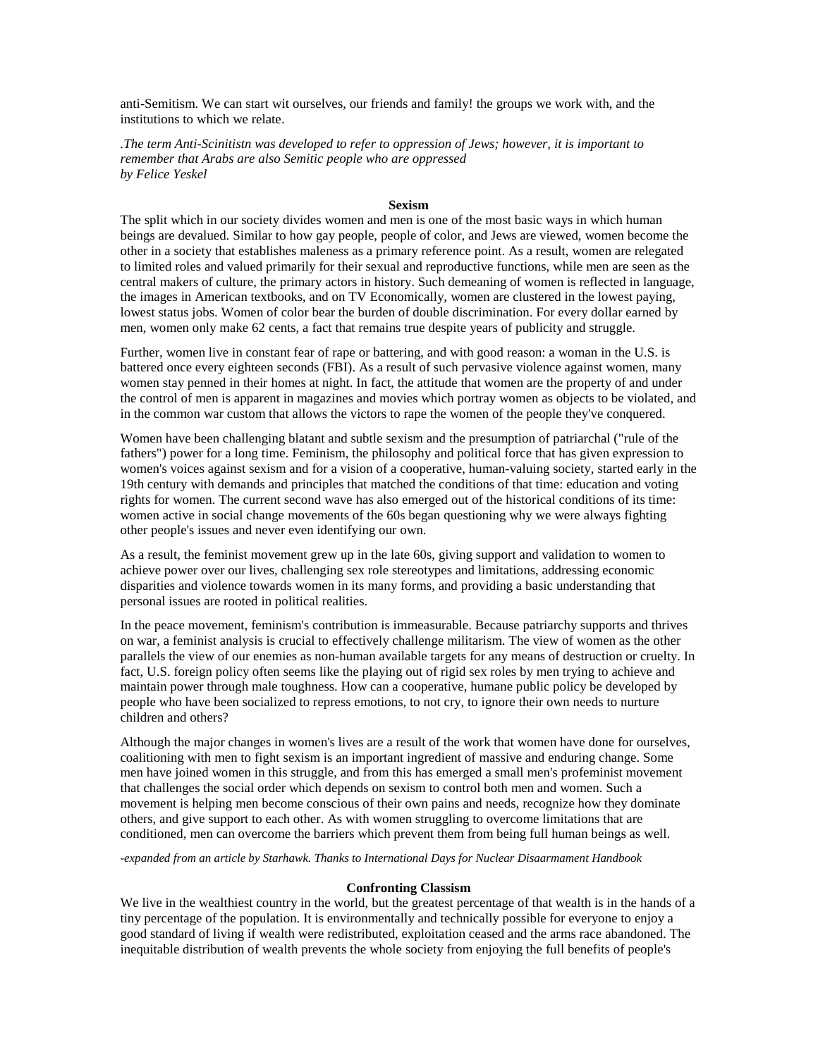anti-Semitism. We can start wit ourselves, our friends and family! the groups we work with, and the institutions to which we relate.

*.The term Anti-Scinitistn was developed to refer to oppression of Jews; however, it is important to remember that Arabs are also Semitic people who are oppressed*
*by Felice Yeskel*

## Sexism

The split which in our society divides women and men is one of the most basic ways in which human beings are devalued. Similar to how gay people, people of color, and Jews are viewed, women become the other in a society that establishes maleness as a primary reference point. As a result, women are relegated to limited roles and valued primarily for their sexual and reproductive functions, while men are seen as the central makers of culture, the primary actors in history. Such demeaning of women is reflected in language, the images in American textbooks, and on TV Economically, women are clustered in the lowest paying, lowest status jobs. Women of color bear the burden of double discrimination. For every dollar earned by men, women only make 62 cents, a fact that remains true despite years of publicity and struggle.

Further, women live in constant fear of rape or battering, and with good reason: a woman in the U.S. is battered once every eighteen seconds (FBI). As a result of such pervasive violence against women, many women stay penned in their homes at night. In fact, the attitude that women are the property of and under the control of men is apparent in magazines and movies which portray women as objects to be violated, and in the common war custom that allows the victors to rape the women of the people they've conquered.

Women have been challenging blatant and subtle sexism and the presumption of patriarchal ("rule of the fathers") power for a long time. Feminism, the philosophy and political force that has given expression to women's voices against sexism and for a vision of a cooperative, human-valuing society, started early in the 19th century with demands and principles that matched the conditions of that time: education and voting rights for women. The current second wave has also emerged out of the historical conditions of its time: women active in social change movements of the 60s began questioning why we were always fighting other people's issues and never even identifying our own.

As a result, the feminist movement grew up in the late 60s, giving support and validation to women to achieve power over our lives, challenging sex role stereotypes and limitations, addressing economic disparities and violence towards women in its many forms, and providing a basic understanding that personal issues are rooted in political realities.

In the peace movement, feminism's contribution is immeasurable. Because patriarchy supports and thrives on war, a feminist analysis is crucial to effectively challenge militarism. The view of women as the other parallels the view of our enemies as non-human available targets for any means of destruction or cruelty. In fact, U.S. foreign policy often seems like the playing out of rigid sex roles by men trying to achieve and maintain power through male toughness. How can a cooperative, humane public policy be developed by people who have been socialized to repress emotions, to not cry, to ignore their own needs to nurture children and others?

Although the major changes in women's lives are a result of the work that women have done for ourselves, coalitioning with men to fight sexism is an important ingredient of massive and enduring change. Some men have joined women in this struggle, and from this has emerged a small men's profeminist movement that challenges the social order which depends on sexism to control both men and women. Such a movement is helping men become conscious of their own pains and needs, recognize how they dominate others, and give support to each other. As with women struggling to overcome limitations that are conditioned, men can overcome the barriers which prevent them from being full human beings as well.

*-expanded from an article by Starhawk. Thanks to International Days for Nuclear Disaarmament Handbook*

## Confronting Classism

We live in the wealthiest country in the world, but the greatest percentage of that wealth is in the hands of a tiny percentage of the population. It is environmentally and technically possible for everyone to enjoy a good standard of living if wealth were redistributed, exploitation ceased and the arms race abandoned. The inequitable distribution of wealth prevents the whole society from enjoying the full benefits of people's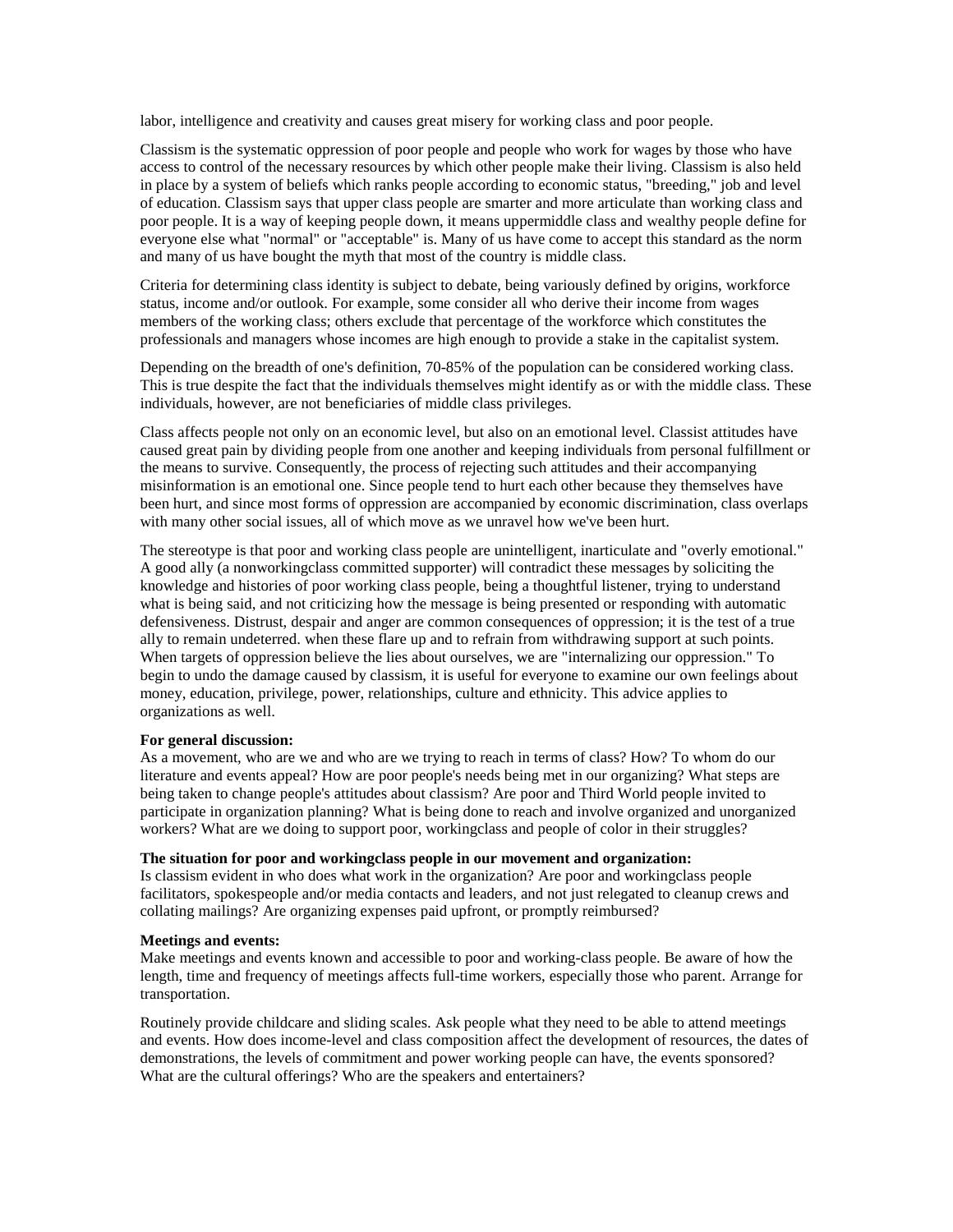labor, intelligence and creativity and causes great misery for working class and poor people.

Classism is the systematic oppression of poor people and people who work for wages by those who have access to control of the necessary resources by which other people make their living. Classism is also held in place by a system of beliefs which ranks people according to economic status, "breeding," job and level of education. Classism says that upper class people are smarter and more articulate than working class and poor people. It is a way of keeping people down, it means uppermiddle class and wealthy people define for everyone else what "normal" or "acceptable" is. Many of us have come to accept this standard as the norm and many of us have bought the myth that most of the country is middle class.

Criteria for determining class identity is subject to debate, being variously defined by origins, workforce status, income and/or outlook. For example, some consider all who derive their income from wages members of the working class; others exclude that percentage of the workforce which constitutes the professionals and managers whose incomes are high enough to provide a stake in the capitalist system.

Depending on the breadth of one's definition, 70-85% of the population can be considered working class. This is true despite the fact that the individuals themselves might identify as or with the middle class. These individuals, however, are not beneficiaries of middle class privileges.

Class affects people not only on an economic level, but also on an emotional level. Classist attitudes have caused great pain by dividing people from one another and keeping individuals from personal fulfillment or the means to survive. Consequently, the process of rejecting such attitudes and their accompanying misinformation is an emotional one. Since people tend to hurt each other because they themselves have been hurt, and since most forms of oppression are accompanied by economic discrimination, class overlaps with many other social issues, all of which move as we unravel how we've been hurt.

The stereotype is that poor and working class people are unintelligent, inarticulate and "overly emotional." A good ally (a nonworkingclass committed supporter) will contradict these messages by soliciting the knowledge and histories of poor working class people, being a thoughtful listener, trying to understand what is being said, and not criticizing how the message is being presented or responding with automatic defensiveness. Distrust, despair and anger are common consequences of oppression; it is the test of a true ally to remain undeterred. when these flare up and to refrain from withdrawing support at such points. When targets of oppression believe the lies about ourselves, we are "internalizing our oppression." To begin to undo the damage caused by classism, it is useful for everyone to examine our own feelings about money, education, privilege, power, relationships, culture and ethnicity. This advice applies to organizations as well.

**For general discussion:**
As a movement, who are we and who are we trying to reach in terms of class? How? To whom do our literature and events appeal? How are poor people's needs being met in our organizing? What steps are being taken to change people's attitudes about classism? Are poor and Third World people invited to participate in organization planning? What is being done to reach and involve organized and unorganized workers? What are we doing to support poor, workingclass and people of color in their struggles?

**The situation for poor and workingclass people in our movement and organization:**
Is classism evident in who does what work in the organization? Are poor and workingclass people facilitators, spokespeople and/or media contacts and leaders, and not just relegated to cleanup crews and collating mailings? Are organizing expenses paid upfront, or promptly reimbursed?

**Meetings and events:**
Make meetings and events known and accessible to poor and working-class people. Be aware of how the length, time and frequency of meetings affects full-time workers, especially those who parent. Arrange for transportation.

Routinely provide childcare and sliding scales. Ask people what they need to be able to attend meetings and events. How does income-level and class composition affect the development of resources, the dates of demonstrations, the levels of commitment and power working people can have, the events sponsored? What are the cultural offerings? Who are the speakers and entertainers?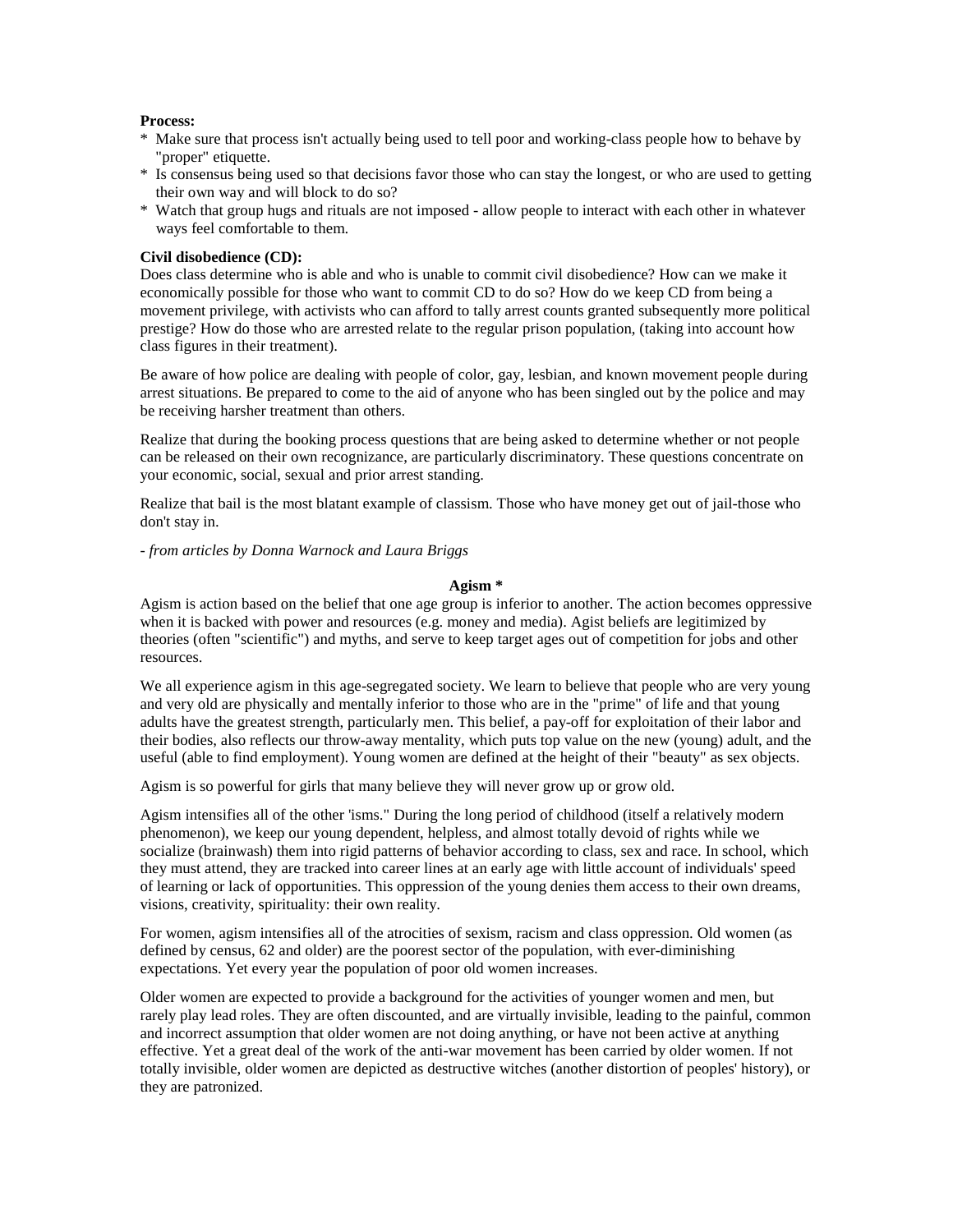**Process:**

* Make sure that process isn't actually being used to tell poor and working-class people how to behave by "proper" etiquette.
* Is consensus being used so that decisions favor those who can stay the longest, or who are used to getting their own way and will block to do so?
* Watch that group hugs and rituals are not imposed - allow people to interact with each other in whatever ways feel comfortable to them.

**Civil disobedience (CD):**
Does class determine who is able and who is unable to commit civil disobedience? How can we make it economically possible for those who want to commit CD to do so? How do we keep CD from being a movement privilege, with activists who can afford to tally arrest counts granted subsequently more political prestige? How do those who are arrested relate to the regular prison population, (taking into account how class figures in their treatment).

Be aware of how police are dealing with people of color, gay, lesbian, and known movement people during arrest situations. Be prepared to come to the aid of anyone who has been singled out by the police and may be receiving harsher treatment than others.

Realize that during the booking process questions that are being asked to determine whether or not people can be released on their own recognizance, are particularly discriminatory. These questions concentrate on your economic, social, sexual and prior arrest standing.

Realize that bail is the most blatant example of classism. Those who have money get out of jail-those who don't stay in.

*- from articles by Donna Warnock and Laura Briggs*

## Agism *

Agism is action based on the belief that one age group is inferior to another. The action becomes oppressive when it is backed with power and resources (e.g. money and media). Agist beliefs are legitimized by theories (often "scientific") and myths, and serve to keep target ages out of competition for jobs and other resources.

We all experience agism in this age-segregated society. We learn to believe that people who are very young and very old are physically and mentally inferior to those who are in the "prime" of life and that young adults have the greatest strength, particularly men. This belief, a pay-off for exploitation of their labor and their bodies, also reflects our throw-away mentality, which puts top value on the new (young) adult, and the useful (able to find employment). Young women are defined at the height of their "beauty" as sex objects.

Agism is so powerful for girls that many believe they will never grow up or grow old.

Agism intensifies all of the other 'isms." During the long period of childhood (itself a relatively modern phenomenon), we keep our young dependent, helpless, and almost totally devoid of rights while we socialize (brainwash) them into rigid patterns of behavior according to class, sex and race. In school, which they must attend, they are tracked into career lines at an early age with little account of individuals' speed of learning or lack of opportunities. This oppression of the young denies them access to their own dreams, visions, creativity, spirituality: their own reality.

For women, agism intensifies all of the atrocities of sexism, racism and class oppression. Old women (as defined by census, 62 and older) are the poorest sector of the population, with ever-diminishing expectations. Yet every year the population of poor old women increases.

Older women are expected to provide a background for the activities of younger women and men, but rarely play lead roles. They are often discounted, and are virtually invisible, leading to the painful, common and incorrect assumption that older women are not doing anything, or have not been active at anything effective. Yet a great deal of the work of the anti-war movement has been carried by older women. If not totally invisible, older women are depicted as destructive witches (another distortion of peoples' history), or they are patronized.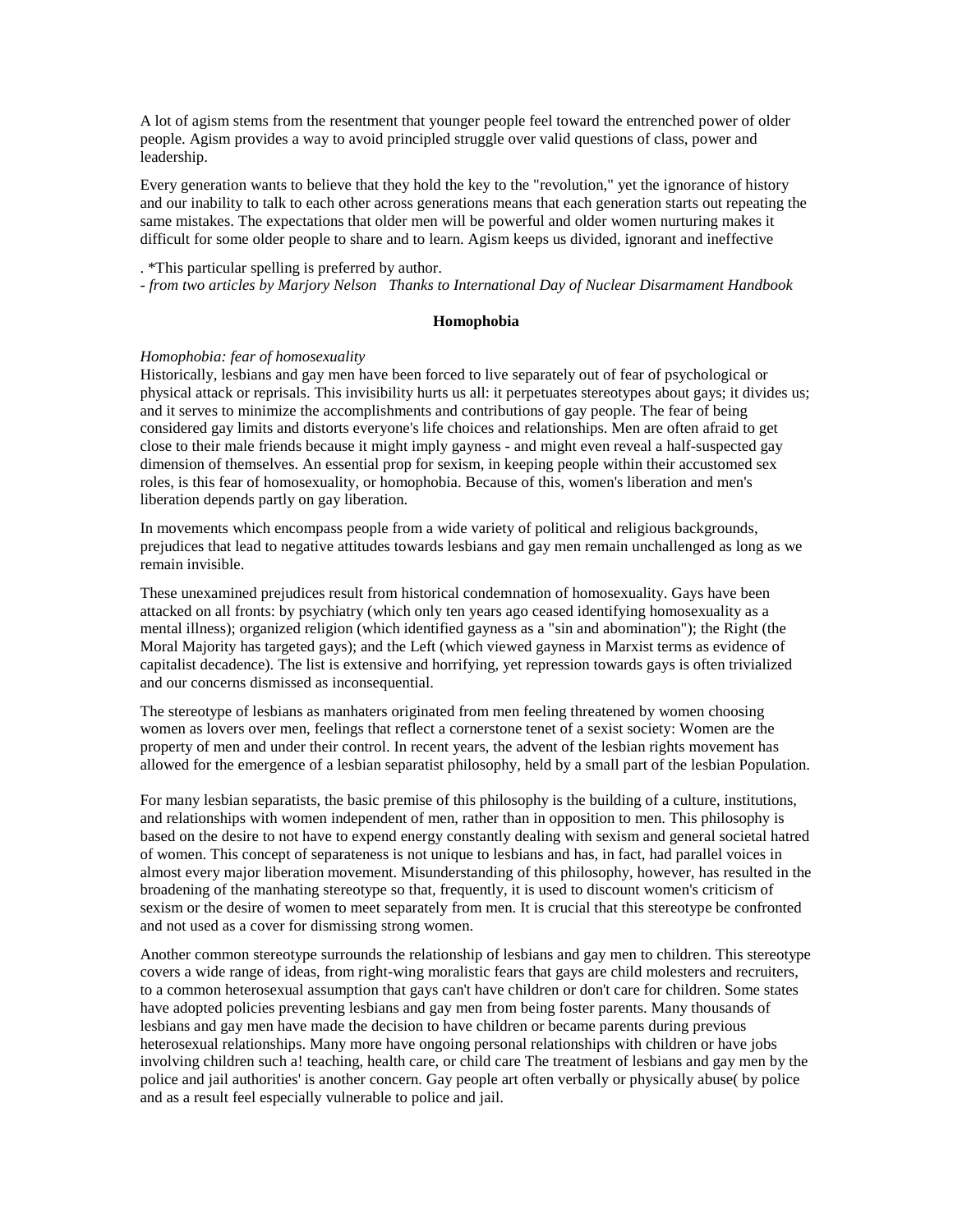A lot of agism stems from the resentment that younger people feel toward the entrenched power of older people. Agism provides a way to avoid principled struggle over valid questions of class, power and leadership.

Every generation wants to believe that they hold the key to the "revolution," yet the ignorance of history and our inability to talk to each other across generations means that each generation starts out repeating the same mistakes. The expectations that older men will be powerful and older women nurturing makes it difficult for some older people to share and to learn. Agism keeps us divided, ignorant and ineffective

. *This particular spelling is preferred by author.
- *from two articles by Marjory Nelson   Thanks to International Day of Nuclear Disarmament Handbook*

**Homophobia**

*Homophobia: fear of homosexuality*
Historically, lesbians and gay men have been forced to live separately out of fear of psychological or physical attack or reprisals. This invisibility hurts us all: it perpetuates stereotypes about gays; it divides us; and it serves to minimize the accomplishments and contributions of gay people. The fear of being considered gay limits and distorts everyone's life choices and relationships. Men are often afraid to get close to their male friends because it might imply gayness - and might even reveal a half-suspected gay dimension of themselves. An essential prop for sexism, in keeping people within their accustomed sex roles, is this fear of homosexuality, or homophobia. Because of this, women's liberation and men's liberation depends partly on gay liberation.

In movements which encompass people from a wide variety of political and religious backgrounds, prejudices that lead to negative attitudes towards lesbians and gay men remain unchallenged as long as we remain invisible.

These unexamined prejudices result from historical condemnation of homosexuality. Gays have been attacked on all fronts: by psychiatry (which only ten years ago ceased identifying homosexuality as a mental illness); organized religion (which identified gayness as a "sin and abomination"); the Right (the Moral Majority has targeted gays); and the Left (which viewed gayness in Marxist terms as evidence of capitalist decadence). The list is extensive and horrifying, yet repression towards gays is often trivialized and our concerns dismissed as inconsequential.

The stereotype of lesbians as manhaters originated from men feeling threatened by women choosing women as lovers over men, feelings that reflect a cornerstone tenet of a sexist society: Women are the property of men and under their control. In recent years, the advent of the lesbian rights movement has allowed for the emergence of a lesbian separatist philosophy, held by a small part of the lesbian Population.

For many lesbian separatists, the basic premise of this philosophy is the building of a culture, institutions, and relationships with women independent of men, rather than in opposition to men. This philosophy is based on the desire to not have to expend energy constantly dealing with sexism and general societal hatred of women. This concept of separateness is not unique to lesbians and has, in fact, had parallel voices in almost every major liberation movement. Misunderstanding of this philosophy, however, has resulted in the broadening of the manhating stereotype so that, frequently, it is used to discount women's criticism of sexism or the desire of women to meet separately from men. It is crucial that this stereotype be confronted and not used as a cover for dismissing strong women.

Another common stereotype surrounds the relationship of lesbians and gay men to children. This stereotype covers a wide range of ideas, from right-wing moralistic fears that gays are child molesters and recruiters, to a common heterosexual assumption that gays can't have children or don't care for children. Some states have adopted policies preventing lesbians and gay men from being foster parents. Many thousands of lesbians and gay men have made the decision to have children or became parents during previous heterosexual relationships. Many more have ongoing personal relationships with children or have jobs involving children such a! teaching, health care, or child care The treatment of lesbians and gay men by the police and jail authorities' is another concern. Gay people art often verbally or physically abuse( by police and as a result feel especially vulnerable to police and jail.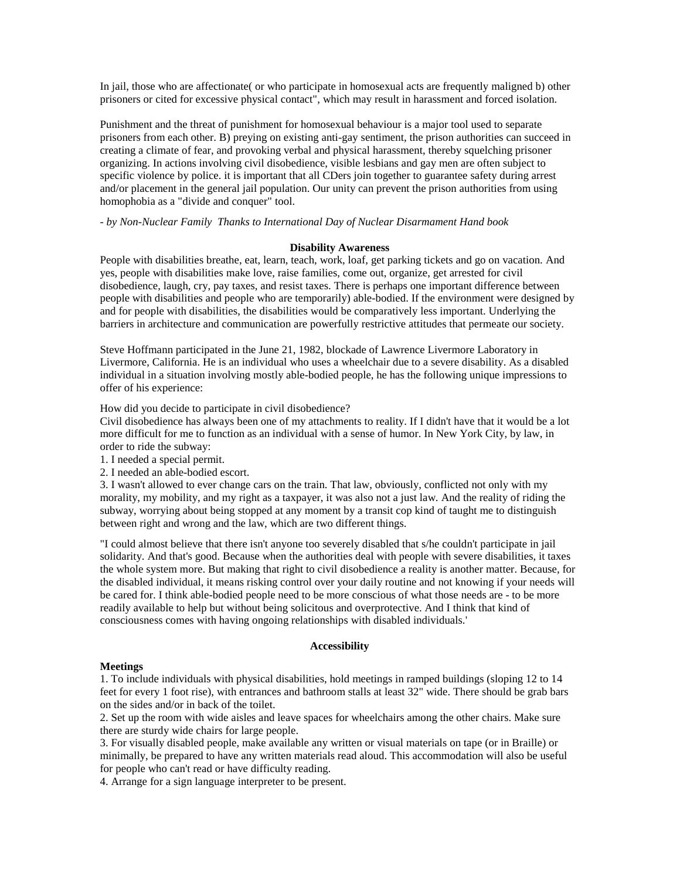In jail, those who are affectionate( or who participate in homosexual acts are frequently maligned b) other prisoners or cited for excessive physical contact", which may result in harassment and forced isolation.

Punishment and the threat of punishment for homosexual behaviour is a major tool used to separate prisoners from each other. B) preying on existing anti-gay sentiment, the prison authorities can succeed in creating a climate of fear, and provoking verbal and physical harassment, thereby squelching prisoner organizing. In actions involving civil disobedience, visible lesbians and gay men are often subject to specific violence by police. it is important that all CDers join together to guarantee safety during arrest and/or placement in the general jail population. Our unity can prevent the prison authorities from using homophobia as a "divide and conquer" tool.

*- by Non-Nuclear Family Thanks to International Day of Nuclear Disarmament Hand book*

**Disability Awareness**

People with disabilities breathe, eat, learn, teach, work, loaf, get parking tickets and go on vacation. And yes, people with disabilities make love, raise families, come out, organize, get arrested for civil disobedience, laugh, cry, pay taxes, and resist taxes. There is perhaps one important difference between people with disabilities and people who are temporarily) able-bodied. If the environment were designed by and for people with disabilities, the disabilities would be comparatively less important. Underlying the barriers in architecture and communication are powerfully restrictive attitudes that permeate our society.

Steve Hoffmann participated in the June 21, 1982, blockade of Lawrence Livermore Laboratory in Livermore, California. He is an individual who uses a wheelchair due to a severe disability. As a disabled individual in a situation involving mostly able-bodied people, he has the following unique impressions to offer of his experience:

How did you decide to participate in civil disobedience?
Civil disobedience has always been one of my attachments to reality. If I didn't have that it would be a lot more difficult for me to function as an individual with a sense of humor. In New York City, by law, in order to ride the subway:

1. I needed a special permit.
2. I needed an able-bodied escort.
3. I wasn't allowed to ever change cars on the train. That law, obviously, conflicted not only with my morality, my mobility, and my right as a taxpayer, it was also not a just law. And the reality of riding the subway, worrying about being stopped at any moment by a transit cop kind of taught me to distinguish between right and wrong and the law, which are two different things.

"I could almost believe that there isn't anyone too severely disabled that s/he couldn't participate in jail solidarity. And that's good. Because when the authorities deal with people with severe disabilities, it taxes the whole system more. But making that right to civil disobedience a reality is another matter. Because, for the disabled individual, it means risking control over your daily routine and not knowing if your needs will be cared for. I think able-bodied people need to be more conscious of what those needs are - to be more readily available to help but without being solicitous and overprotective. And I think that kind of consciousness comes with having ongoing relationships with disabled individuals.'

**Accessibility**

**Meetings**

1. To include individuals with physical disabilities, hold meetings in ramped buildings (sloping 12 to 14 feet for every 1 foot rise), with entrances and bathroom stalls at least 32" wide. There should be grab bars on the sides and/or in back of the toilet.
2. Set up the room with wide aisles and leave spaces for wheelchairs among the other chairs. Make sure there are sturdy wide chairs for large people.
3. For visually disabled people, make available any written or visual materials on tape (or in Braille) or minimally, be prepared to have any written materials read aloud. This accommodation will also be useful for people who can't read or have difficulty reading.
4. Arrange for a sign language interpreter to be present.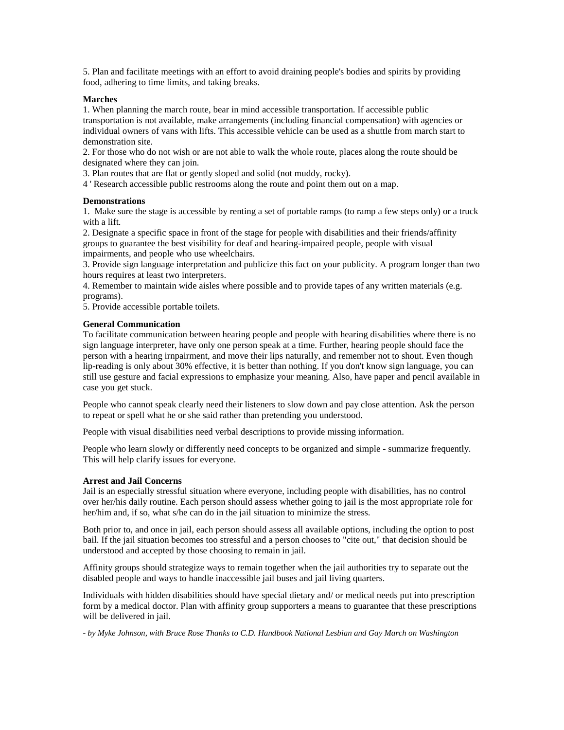5. Plan and facilitate meetings with an effort to avoid draining people's bodies and spirits by providing food, adhering to time limits, and taking breaks.

**Marches**

1. When planning the march route, bear in mind accessible transportation. If accessible public transportation is not available, make arrangements (including financial compensation) with agencies or individual owners of vans with lifts. This accessible vehicle can be used as a shuttle from march start to demonstration site.
2. For those who do not wish or are not able to walk the whole route, places along the route should be designated where they can join.
3. Plan routes that are flat or gently sloped and solid (not muddy, rocky).
4 ' Research accessible public restrooms along the route and point them out on a map.

**Demonstrations**

1. Make sure the stage is accessible by renting a set of portable ramps (to ramp a few steps only) or a truck with a lift.
2. Designate a specific space in front of the stage for people with disabilities and their friends/affinity groups to guarantee the best visibility for deaf and hearing-impaired people, people with visual impairments, and people who use wheelchairs.
3. Provide sign language interpretation and publicize this fact on your publicity. A program longer than two hours requires at least two interpreters.
4. Remember to maintain wide aisles where possible and to provide tapes of any written materials (e.g. programs).
5. Provide accessible portable toilets.

**General Communication**

To facilitate communication between hearing people and people with hearing disabilities where there is no sign language interpreter, have only one person speak at a time. Further, hearing people should face the person with a hearing irnpairment, and move their lips naturally, and remember not to shout. Even though lip-reading is only about 30% effective, it is better than nothing. If you don't know sign language, you can still use gesture and facial expressions to emphasize your meaning. Also, have paper and pencil available in case you get stuck.

People who cannot speak clearly need their listeners to slow down and pay close attention. Ask the person to repeat or spell what he or she said rather than pretending you understood.

People with visual disabilities need verbal descriptions to provide missing information.

People who learn slowly or differently need concepts to be organized and simple - summarize frequently. This will help clarify issues for everyone.

**Arrest and Jail Concerns**

Jail is an especially stressful situation where everyone, including people with disabilities, has no control over her/his daily routine. Each person should assess whether going to jail is the most appropriate role for her/him and, if so, what s/he can do in the jail situation to minimize the stress.

Both prior to, and once in jail, each person should assess all available options, including the option to post bail. If the jail situation becomes too stressful and a person chooses to "cite out," that decision should be understood and accepted by those choosing to remain in jail.

Affinity groups should strategize ways to remain together when the jail authorities try to separate out the disabled people and ways to handle inaccessible jail buses and jail living quarters.

Individuals with hidden disabilities should have special dietary and/ or medical needs put into prescription form by a medical doctor. Plan with affinity group supporters a means to guarantee that these prescriptions will be delivered in jail.

*- by Myke Johnson, with Bruce Rose Thanks to C.D. Handbook National Lesbian and Gay March on Washington*